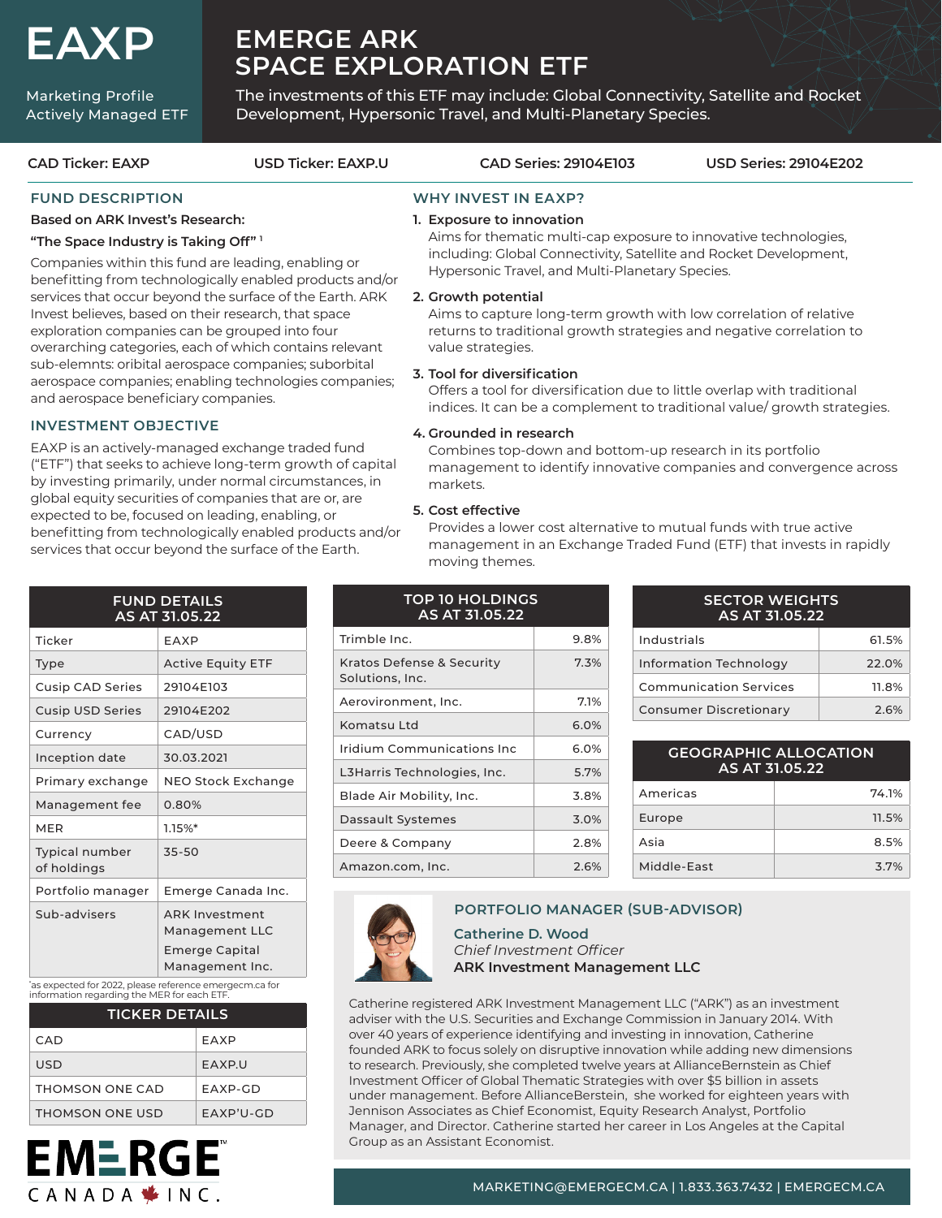# EAXP

Marketing Profile
Actively Managed ETF

# EMERGE ARK SPACE EXPLORATION ETF

The investments of this ETF may include: Global Connectivity, Satellite and Rocket Development, Hypersonic Travel, and Multi-Planetary Species.

**CAD Ticker: EAXP** | **USD Ticker: EAXP.U** | **CAD Series: 29104E103** | **USD Series: 29104E202**

## FUND DESCRIPTION

**Based on ARK Invest's Research:**

**"The Space Industry is Taking Off"** [1]

Companies within this fund are leading, enabling or benefitting from technologically enabled products and/or services that occur beyond the surface of the Earth. ARK Invest believes, based on their research, that space exploration companies can be grouped into four overarching categories, each of which contains relevant sub-elemnts: oribital aerospace companies; suborbital aerospace companies; enabling technologies companies; and aerospace beneficiary companies.

## INVESTMENT OBJECTIVE

EAXP is an actively-managed exchange traded fund ("ETF") that seeks to achieve long-term growth of capital by investing primarily, under normal circumstances, in global equity securities of companies that are or, are expected to be, focused on leading, enabling, or benefitting from technologically enabled products and/or services that occur beyond the surface of the Earth.

## WHY INVEST IN EAXP?

1. **Exposure to innovation**
   Aims for thematic multi-cap exposure to innovative technologies, including: Global Connectivity, Satellite and Rocket Development, Hypersonic Travel, and Multi-Planetary Species.
2. **Growth potential**
   Aims to capture long-term growth with low correlation of relative returns to traditional growth strategies and negative correlation to value strategies.
3. **Tool for diversification**
   Offers a tool for diversification due to little overlap with traditional indices. It can be a complement to traditional value/ growth strategies.
4. **Grounded in research**
   Combines top-down and bottom-up research in its portfolio management to identify innovative companies and convergence across markets.
5. **Cost effective**
   Provides a lower cost alternative to mutual funds with true active management in an Exchange Traded Fund (ETF) that invests in rapidly moving themes.

## FUND DETAILS AS AT 31.05.22

| | |
|---|---|
| Ticker | EAXP |
| Type | Active Equity ETF |
| Cusip CAD Series | 29104E103 |
| Cusip USD Series | 29104E202 |
| Currency | CAD/USD |
| Inception date | 30.03.2021 |
| Primary exchange | NEO Stock Exchange |
| Management fee | 0.80% |
| MER | 1.15%* |
| Typical number of holdings | 35-50 |
| Portfolio manager | Emerge Canada Inc. |
| Sub-advisers | ARK Investment Management LLC<br>Emerge Capital Management Inc. |

*as expected for 2022, please reference emergecm.ca for information regarding the MER for each ETF.

## TICKER DETAILS

| | |
|---|---|
| CAD | EAXP |
| USD | EAXP.U |
| THOMSON ONE CAD | EAXP-GD |
| THOMSON ONE USD | EAXP'U-GD |

## TOP 10 HOLDINGS AS AT 31.05.22

| | |
|---|---|
| Trimble Inc. | 9.8% |
| Kratos Defense & Security Solutions, Inc. | 7.3% |
| Aerovironment, Inc. | 7.1% |
| Komatsu Ltd | 6.0% |
| Iridium Communications Inc | 6.0% |
| L3Harris Technologies, Inc. | 5.7% |
| Blade Air Mobility, Inc. | 3.8% |
| Dassault Systemes | 3.0% |
| Deere & Company | 2.8% |
| Amazon.com, Inc. | 2.6% |

## SECTOR WEIGHTS AS AT 31.05.22

| | |
|---|---|
| Industrials | 61.5% |
| Information Technology | 22.0% |
| Communication Services | 11.8% |
| Consumer Discretionary | 2.6% |

## GEOGRAPHIC ALLOCATION AS AT 31.05.22

| | |
|---|---|
| Americas | 74.1% |
| Europe | 11.5% |
| Asia | 8.5% |
| Middle-East | 3.7% |

## PORTFOLIO MANAGER (SUB-ADVISOR)

**Catherine D. Wood**
*Chief Investment Officer*
**ARK Investment Management LLC**

Catherine registered ARK Investment Management LLC ("ARK") as an investment adviser with the U.S. Securities and Exchange Commission in January 2014. With over 40 years of experience identifying and investing in innovation, Catherine founded ARK to focus solely on disruptive innovation while adding new dimensions to research. Previously, she completed twelve years at AllianceBernstein as Chief Investment Officer of Global Thematic Strategies with over $5 billion in assets under management. Before AllianceBerstein, she worked for eighteen years with Jennison Associates as Chief Economist, Equity Research Analyst, Portfolio Manager, and Director. Catherine started her career in Los Angeles at the Capital Group as an Assistant Economist.

EMERGE CANADA INC.

MARKETING@EMERGECM.CA | 1.833.363.7432 | EMERGECM.CA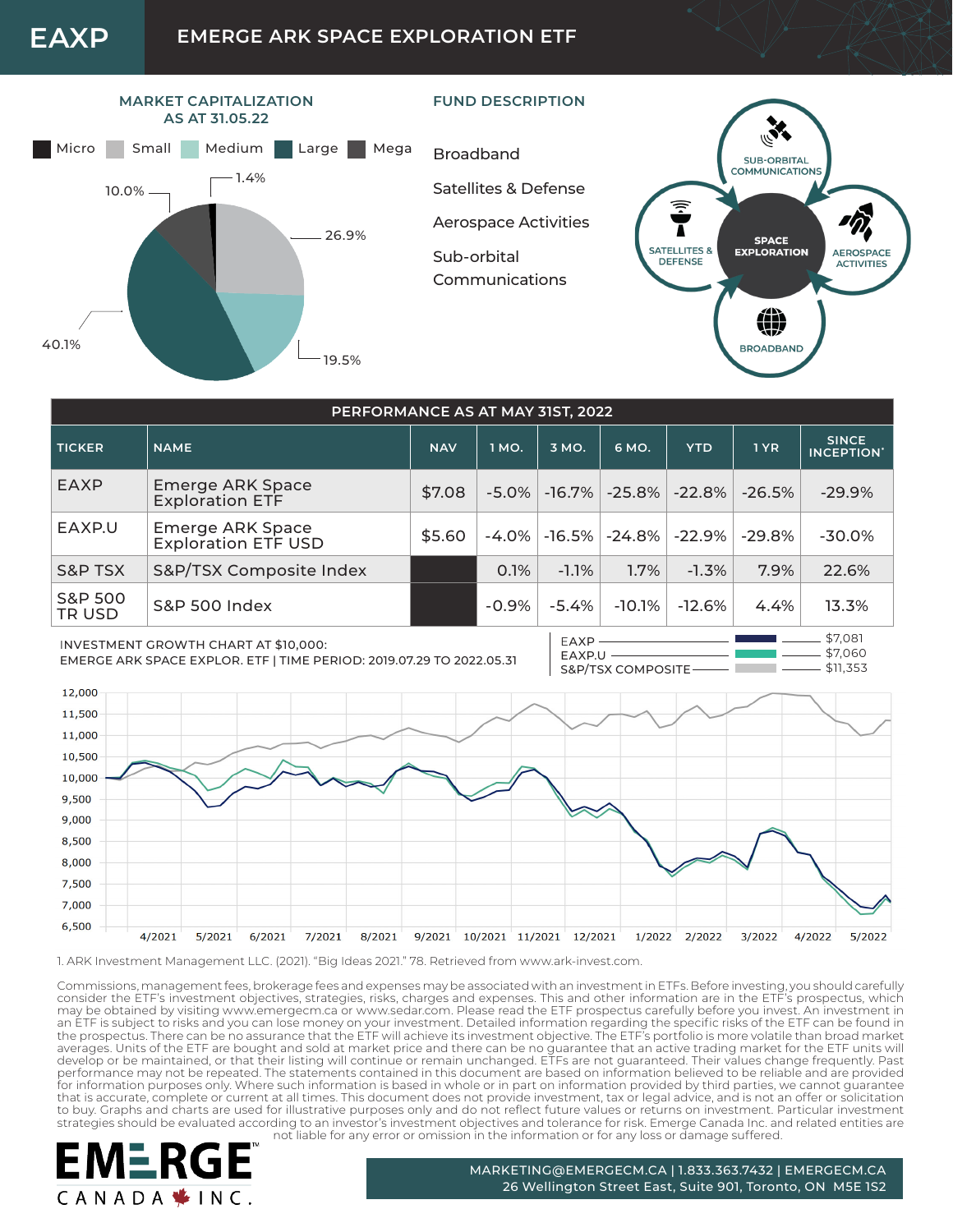# EAXP — EMERGE ARK SPACE EXPLORATION ETF

## MARKET CAPITALIZATION AS AT 31.05.22

Micro Small Medium Large Mega

1.4%
10.0%
26.9%
40.1%
19.5%

## FUND DESCRIPTION

Broadband

Satellites & Defense

Aerospace Activities

Sub-orbital Communications

SUB-ORBITAL COMMUNICATIONS
SATELLITES & DEFENSE
SPACE EXPLORATION
AEROSPACE ACTIVITIES
BROADBAND

## PERFORMANCE AS AT MAY 31ST, 2022

| TICKER | NAME | NAV | 1 MO. | 3 MO. | 6 MO. | YTD | 1 YR | SINCE INCEPTION[1] |
|---|---|---|---|---|---|---|---|---|
| EAXP | Emerge ARK Space Exploration ETF | $7.08 | -5.0% | -16.7% | -25.8% | -22.8% | -26.5% | -29.9% |
| EAXP.U | Emerge ARK Space Exploration ETF USD | $5.60 | -4.0% | -16.5% | -24.8% | -22.9% | -29.8% | -30.0% |
| S&P TSX | S&P/TSX Composite Index | | 0.1% | -1.1% | 1.7% | -1.3% | 7.9% | 22.6% |
| S&P 500 TR USD | S&P 500 Index | | -0.9% | -5.4% | -10.1% | -12.6% | 4.4% | 13.3% |

INVESTMENT GROWTH CHART AT $10,000:
EMERGE ARK SPACE EXPLOR. ETF | TIME PERIOD: 2019.07.29 TO 2022.05.31

EAXP $7,081
EAXP.U $7,060
S&P/TSX COMPOSITE $11,353

12,000
11,500
11,000
10,500
10,000
9,500
9,000
8,500
8,000
7,500
7,000
6,500

4/2021 5/2021 6/2021 7/2021 8/2021 9/2021 10/2021 11/2021 12/2021 1/2022 2/2022 3/2022 4/2022 5/2022

1. ARK Investment Management LLC. (2021). "Big Ideas 2021." 78. Retrieved from www.ark-invest.com.

Commissions, management fees, brokerage fees and expenses may be associated with an investment in ETFs. Before investing, you should carefully consider the ETF's investment objectives, strategies, risks, charges and expenses. This and other information are in the ETF's prospectus, which may be obtained by visiting www.emergecm.ca or www.sedar.com. Please read the ETF prospectus carefully before you invest. An investment in an ETF is subject to risks and you can lose money on your investment. Detailed information regarding the specific risks of the ETF can be found in the prospectus. There can be no assurance that the ETF will achieve its investment objective. The ETF's portfolio is more volatile than broad market averages. Units of the ETF are bought and sold at market price and there can be no guarantee that an active trading market for the ETF units will develop or be maintained, or that their listing will continue or remain unchanged. ETFs are not guaranteed. Their values change frequently. Past performance may not be repeated. The statements contained in this document are based on information believed to be reliable and are provided for information purposes only. Where such information is based in whole or in part on information provided by third parties, we cannot guarantee that it is accurate, complete or current at all times. This document does not provide investment, tax or legal advice, and is not an offer or solicitation to buy. Graphs and charts are used for illustrative purposes only and do not reflect future values or returns on investment. Particular investment strategies should be evaluated according to an investor's investment objectives and tolerance for risk. Emerge Canada Inc. and related entities are not liable for any error or omission in the information or for any loss or damage suffered.

EMERGE CANADA INC.

MARKETING@EMERGECM.CA | 1.833.363.7432 | EMERGECM.CA
26 Wellington Street East, Suite 901, Toronto, ON M5E 1S2